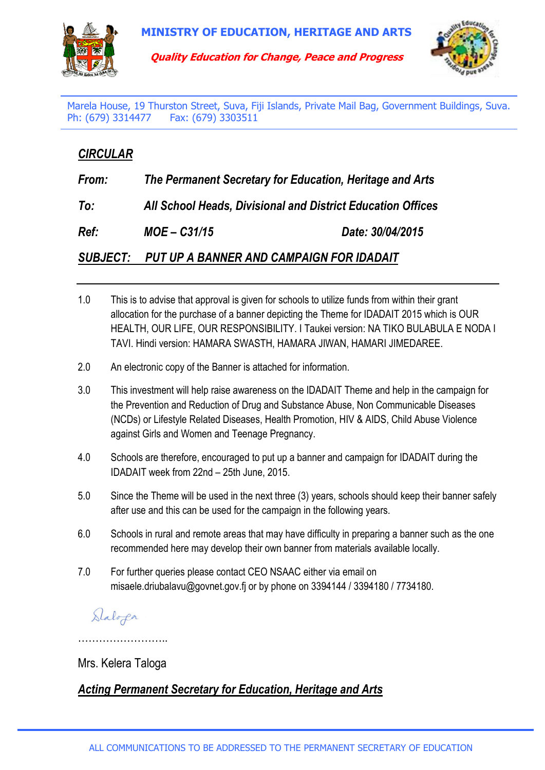# MINISTRY OF EDUCATION, HERITAGE AND ARTS

***Quality Education for Change, Peace and Progress***

Marela House, 19 Thurston Street, Suva, Fiji Islands, Private Mail Bag, Government Buildings, Suva.
Ph: (679) 3314477 Fax: (679) 3303511

## *CIRCULAR*

***From:*** ***The Permanent Secretary for Education, Heritage and Arts***

***To:*** ***All School Heads, Divisional and District Education Offices***

***Ref:*** ***MOE – C31/15*** ***Date: 30/04/2015***

***SUBJECT: PUT UP A BANNER AND CAMPAIGN FOR IDADAIT***

---

1.0 This is to advise that approval is given for schools to utilize funds from within their grant allocation for the purchase of a banner depicting the Theme for IDADAIT 2015 which is OUR HEALTH, OUR LIFE, OUR RESPONSIBILITY. I Taukei version: NA TIKO BULABULA E NODA I TAVI. Hindi version: HAMARA SWASTH, HAMARA JIWAN, HAMARI JIMEDAREE.

2.0 An electronic copy of the Banner is attached for information.

3.0 This investment will help raise awareness on the IDADAIT Theme and help in the campaign for the Prevention and Reduction of Drug and Substance Abuse, Non Communicable Diseases (NCDs) or Lifestyle Related Diseases, Health Promotion, HIV & AIDS, Child Abuse Violence against Girls and Women and Teenage Pregnancy.

4.0 Schools are therefore, encouraged to put up a banner and campaign for IDADAIT during the IDADAIT week from 22nd – 25th June, 2015.

5.0 Since the Theme will be used in the next three (3) years, schools should keep their banner safely after use and this can be used for the campaign in the following years.

6.0 Schools in rural and remote areas that may have difficulty in preparing a banner such as the one recommended here may develop their own banner from materials available locally.

7.0 For further queries please contact CEO NSAAC either via email on misaele.driubalavu@govnet.gov.fj or by phone on 3394144 / 3394180 / 7734180.

……………………..

Mrs. Kelera Taloga

***Acting Permanent Secretary for Education, Heritage and Arts***

ALL COMMUNICATIONS TO BE ADDRESSED TO THE PERMANENT SECRETARY OF EDUCATION